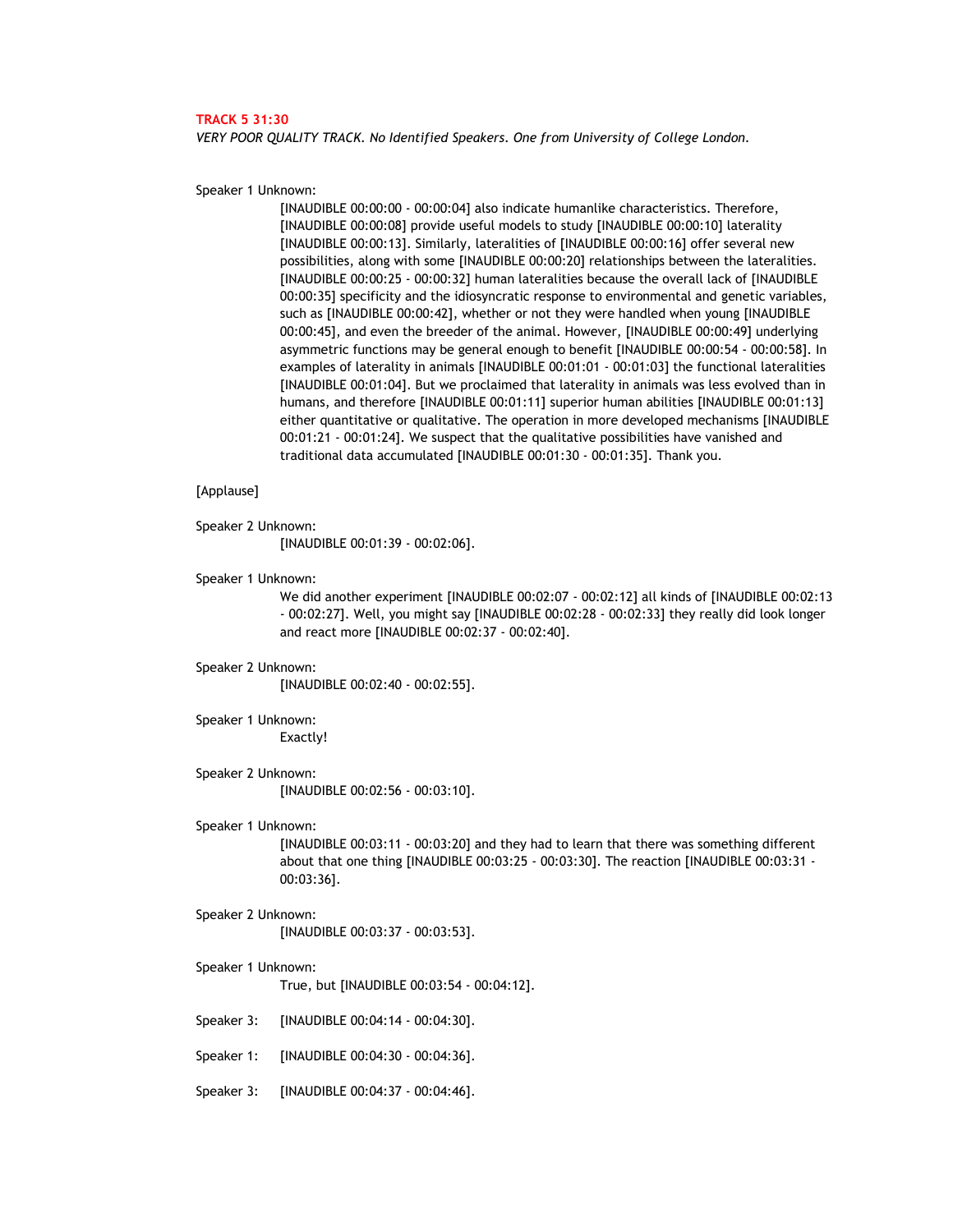**TRACK 5 31:30**

*VERY POOR QUALITY TRACK. No Identified Speakers. One from University of College London.*

Speaker 1 Unknown:

[INAUDIBLE 00:00:00 - 00:00:04] also indicate humanlike characteristics. Therefore, [INAUDIBLE 00:00:08] provide useful models to study [INAUDIBLE 00:00:10] laterality [INAUDIBLE 00:00:13]. Similarly, lateralities of [INAUDIBLE 00:00:16] offer several new possibilities, along with some [INAUDIBLE 00:00:20] relationships between the lateralities. [INAUDIBLE 00:00:25 - 00:00:32] human lateralities because the overall lack of [INAUDIBLE 00:00:35] specificity and the idiosyncratic response to environmental and genetic variables, such as [INAUDIBLE 00:00:42], whether or not they were handled when young [INAUDIBLE 00:00:45], and even the breeder of the animal. However, [INAUDIBLE 00:00:49] underlying asymmetric functions may be general enough to benefit [INAUDIBLE 00:00:54 - 00:00:58]. In examples of laterality in animals [INAUDIBLE 00:01:01 - 00:01:03] the functional lateralities [INAUDIBLE 00:01:04]. But we proclaimed that laterality in animals was less evolved than in humans, and therefore [INAUDIBLE 00:01:11] superior human abilities [INAUDIBLE 00:01:13] either quantitative or qualitative. The operation in more developed mechanisms [INAUDIBLE 00:01:21 - 00:01:24]. We suspect that the qualitative possibilities have vanished and traditional data accumulated [INAUDIBLE 00:01:30 - 00:01:35]. Thank you.

[Applause]

Speaker 2 Unknown:

[INAUDIBLE 00:01:39 - 00:02:06].

Speaker 1 Unknown:

We did another experiment [INAUDIBLE 00:02:07 - 00:02:12] all kinds of [INAUDIBLE 00:02:13 - 00:02:27]. Well, you might say [INAUDIBLE 00:02:28 - 00:02:33] they really did look longer and react more [INAUDIBLE 00:02:37 - 00:02:40].

Speaker 2 Unknown:

[INAUDIBLE 00:02:40 - 00:02:55].

Speaker 1 Unknown:

Exactly!

Speaker 2 Unknown:

[INAUDIBLE 00:02:56 - 00:03:10].

Speaker 1 Unknown:

[INAUDIBLE 00:03:11 - 00:03:20] and they had to learn that there was something different about that one thing [INAUDIBLE 00:03:25 - 00:03:30]. The reaction [INAUDIBLE 00:03:31 - 00:03:36].

Speaker 2 Unknown:

[INAUDIBLE 00:03:37 - 00:03:53].

Speaker 1 Unknown:

True, but [INAUDIBLE 00:03:54 - 00:04:12].

Speaker 3: [INAUDIBLE 00:04:14 - 00:04:30].

Speaker 1: [INAUDIBLE 00:04:30 - 00:04:36].

Speaker 3: [INAUDIBLE 00:04:37 - 00:04:46].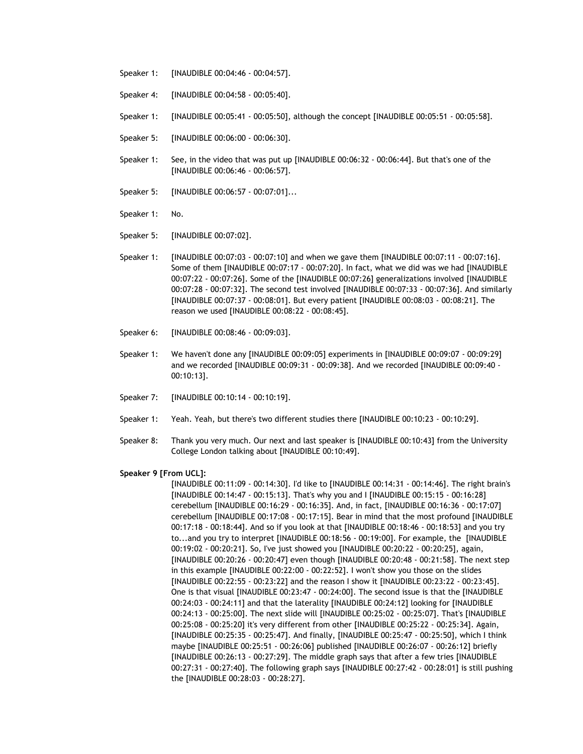Speaker 1: [INAUDIBLE 00:04:46 - 00:04:57].

Speaker 4: [INAUDIBLE 00:04:58 - 00:05:40].

Speaker 1: [INAUDIBLE 00:05:41 - 00:05:50], although the concept [INAUDIBLE 00:05:51 - 00:05:58].

Speaker 5: [INAUDIBLE 00:06:00 - 00:06:30].

Speaker 1: See, in the video that was put up [INAUDIBLE 00:06:32 - 00:06:44]. But that's one of the [INAUDIBLE 00:06:46 - 00:06:57].

Speaker 5: [INAUDIBLE 00:06:57 - 00:07:01]...

Speaker 1: No.

Speaker 5: [INAUDIBLE 00:07:02].

Speaker 1: [INAUDIBLE 00:07:03 - 00:07:10] and when we gave them [INAUDIBLE 00:07:11 - 00:07:16]. Some of them [INAUDIBLE 00:07:17 - 00:07:20]. In fact, what we did was we had [INAUDIBLE 00:07:22 - 00:07:26]. Some of the [INAUDIBLE 00:07:26] generalizations involved [INAUDIBLE 00:07:28 - 00:07:32]. The second test involved [INAUDIBLE 00:07:33 - 00:07:36]. And similarly [INAUDIBLE 00:07:37 - 00:08:01]. But every patient [INAUDIBLE 00:08:03 - 00:08:21]. The reason we used [INAUDIBLE 00:08:22 - 00:08:45].

Speaker 6: [INAUDIBLE 00:08:46 - 00:09:03].

Speaker 1: We haven't done any [INAUDIBLE 00:09:05] experiments in [INAUDIBLE 00:09:07 - 00:09:29] and we recorded [INAUDIBLE 00:09:31 - 00:09:38]. And we recorded [INAUDIBLE 00:09:40 - 00:10:13].

Speaker 7: [INAUDIBLE 00:10:14 - 00:10:19].

Speaker 1: Yeah. Yeah, but there's two different studies there [INAUDIBLE 00:10:23 - 00:10:29].

Speaker 8: Thank you very much. Our next and last speaker is [INAUDIBLE 00:10:43] from the University College London talking about [INAUDIBLE 00:10:49].

**Speaker 9 [From UCL]:**

[INAUDIBLE 00:11:09 - 00:14:30]. I'd like to [INAUDIBLE 00:14:31 - 00:14:46]. The right brain's [INAUDIBLE 00:14:47 - 00:15:13]. That's why you and I [INAUDIBLE 00:15:15 - 00:16:28] cerebellum [INAUDIBLE 00:16:29 - 00:16:35]. And, in fact, [INAUDIBLE 00:16:36 - 00:17:07] cerebellum [INAUDIBLE 00:17:08 - 00:17:15]. Bear in mind that the most profound [INAUDIBLE 00:17:18 - 00:18:44]. And so if you look at that [INAUDIBLE 00:18:46 - 00:18:53] and you try to...and you try to interpret [INAUDIBLE 00:18:56 - 00:19:00]. For example, the [INAUDIBLE 00:19:02 - 00:20:21]. So, I've just showed you [INAUDIBLE 00:20:22 - 00:20:25], again, [INAUDIBLE 00:20:26 - 00:20:47] even though [INAUDIBLE 00:20:48 - 00:21:58]. The next step in this example [INAUDIBLE 00:22:00 - 00:22:52]. I won't show you those on the slides [INAUDIBLE 00:22:55 - 00:23:22] and the reason I show it [INAUDIBLE 00:23:22 - 00:23:45]. One is that visual [INAUDIBLE 00:23:47 - 00:24:00]. The second issue is that the [INAUDIBLE 00:24:03 - 00:24:11] and that the laterality [INAUDIBLE 00:24:12] looking for [INAUDIBLE 00:24:13 - 00:25:00]. The next slide will [INAUDIBLE 00:25:02 - 00:25:07]. That's [INAUDIBLE 00:25:08 - 00:25:20] it's very different from other [INAUDIBLE 00:25:22 - 00:25:34]. Again, [INAUDIBLE 00:25:35 - 00:25:47]. And finally, [INAUDIBLE 00:25:47 - 00:25:50], which I think maybe [INAUDIBLE 00:25:51 - 00:26:06] published [INAUDIBLE 00:26:07 - 00:26:12] briefly [INAUDIBLE 00:26:13 - 00:27:29]. The middle graph says that after a few tries [INAUDIBLE 00:27:31 - 00:27:40]. The following graph says [INAUDIBLE 00:27:42 - 00:28:01] is still pushing the [INAUDIBLE 00:28:03 - 00:28:27].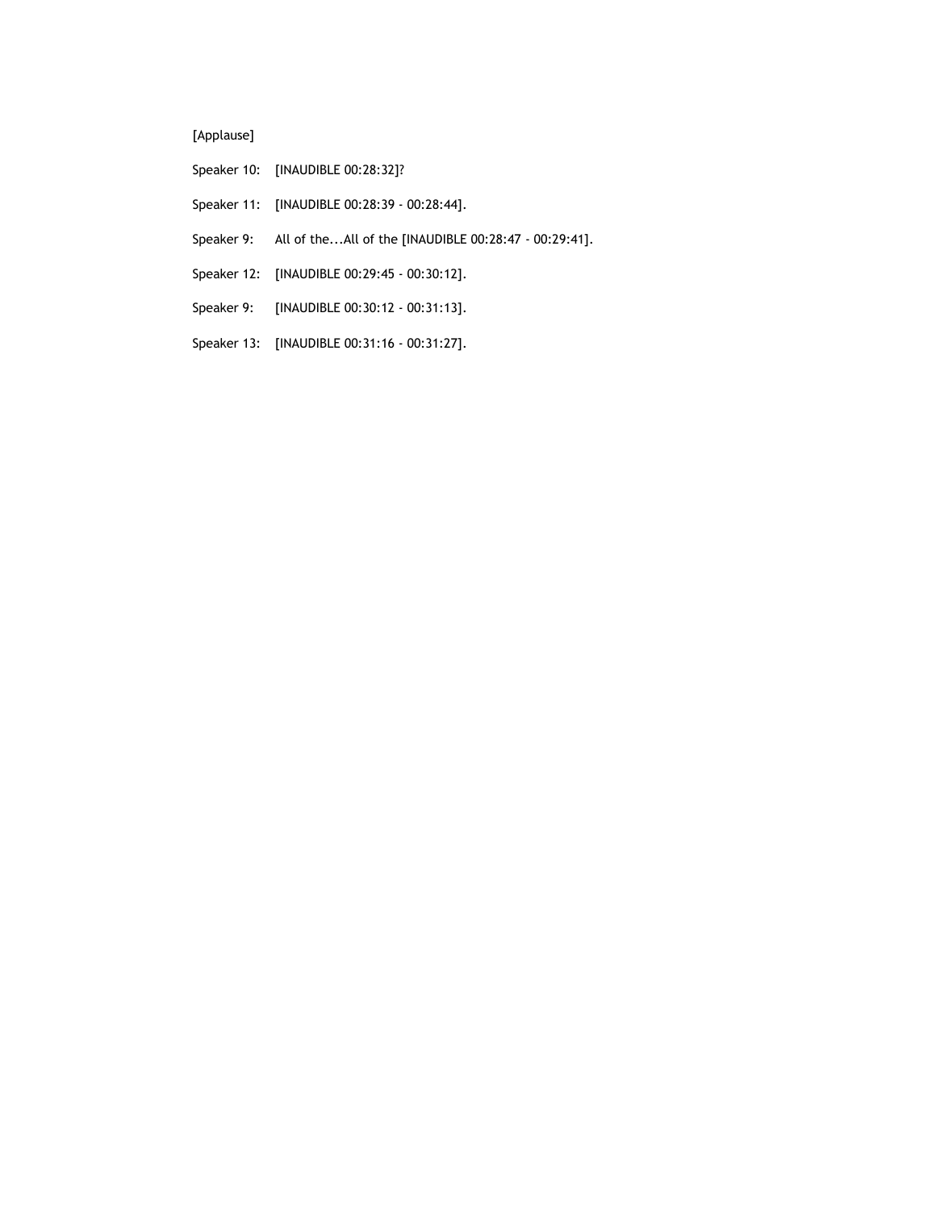[Applause]

Speaker 10: [INAUDIBLE 00:28:32]?

Speaker 11: [INAUDIBLE 00:28:39 - 00:28:44].

Speaker 9: All of the...All of the [INAUDIBLE 00:28:47 - 00:29:41].

Speaker 12: [INAUDIBLE 00:29:45 - 00:30:12].

Speaker 9: [INAUDIBLE 00:30:12 - 00:31:13].

Speaker 13: [INAUDIBLE 00:31:16 - 00:31:27].